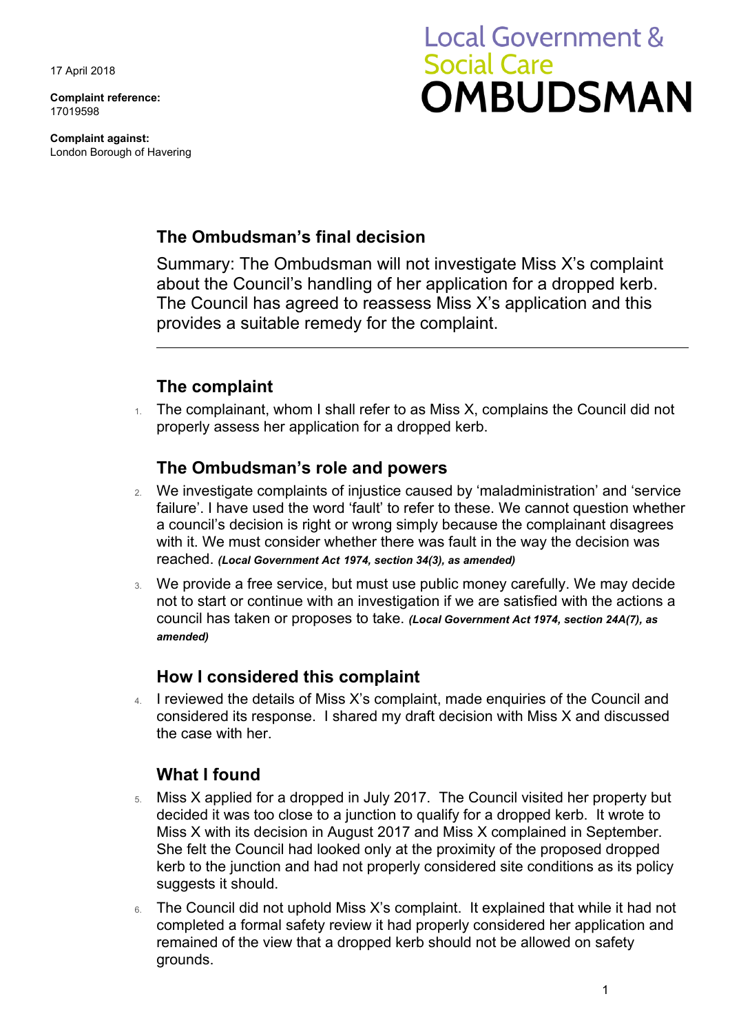17 April 2018

**Complaint reference:**
17019598

**Complaint against:**
London Borough of Havering

Local Government & Social Care **OMBUDSMAN**

## The Ombudsman's final decision

Summary: The Ombudsman will not investigate Miss X's complaint about the Council's handling of her application for a dropped kerb. The Council has agreed to reassess Miss X's application and this provides a suitable remedy for the complaint.

## The complaint

1. The complainant, whom I shall refer to as Miss X, complains the Council did not properly assess her application for a dropped kerb.

## The Ombudsman's role and powers

2. We investigate complaints of injustice caused by 'maladministration' and 'service failure'. I have used the word 'fault' to refer to these. We cannot question whether a council's decision is right or wrong simply because the complainant disagrees with it. We must consider whether there was fault in the way the decision was reached. ***(Local Government Act 1974, section 34(3), as amended)***
3. We provide a free service, but must use public money carefully. We may decide not to start or continue with an investigation if we are satisfied with the actions a council has taken or proposes to take. ***(Local Government Act 1974, section 24A(7), as amended)***

## How I considered this complaint

4. I reviewed the details of Miss X's complaint, made enquiries of the Council and considered its response. I shared my draft decision with Miss X and discussed the case with her.

## What I found

5. Miss X applied for a dropped in July 2017. The Council visited her property but decided it was too close to a junction to qualify for a dropped kerb. It wrote to Miss X with its decision in August 2017 and Miss X complained in September. She felt the Council had looked only at the proximity of the proposed dropped kerb to the junction and had not properly considered site conditions as its policy suggests it should.
6. The Council did not uphold Miss X's complaint. It explained that while it had not completed a formal safety review it had properly considered her application and remained of the view that a dropped kerb should not be allowed on safety grounds.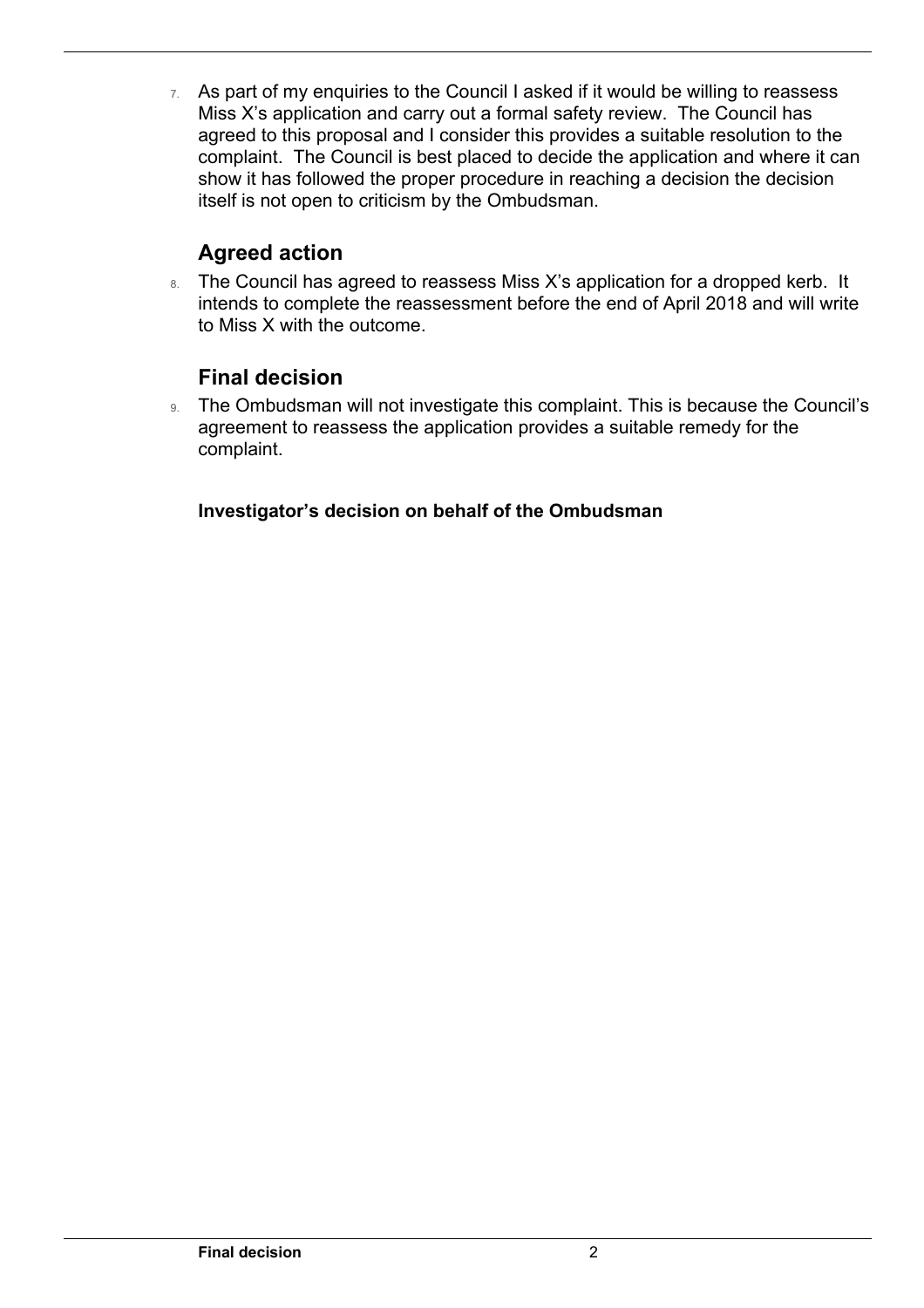7. As part of my enquiries to the Council I asked if it would be willing to reassess Miss X's application and carry out a formal safety review. The Council has agreed to this proposal and I consider this provides a suitable resolution to the complaint. The Council is best placed to decide the application and where it can show it has followed the proper procedure in reaching a decision the decision itself is not open to criticism by the Ombudsman.

## Agreed action

8. The Council has agreed to reassess Miss X's application for a dropped kerb. It intends to complete the reassessment before the end of April 2018 and will write to Miss X with the outcome.

## Final decision

9. The Ombudsman will not investigate this complaint. This is because the Council's agreement to reassess the application provides a suitable remedy for the complaint.

**Investigator's decision on behalf of the Ombudsman**